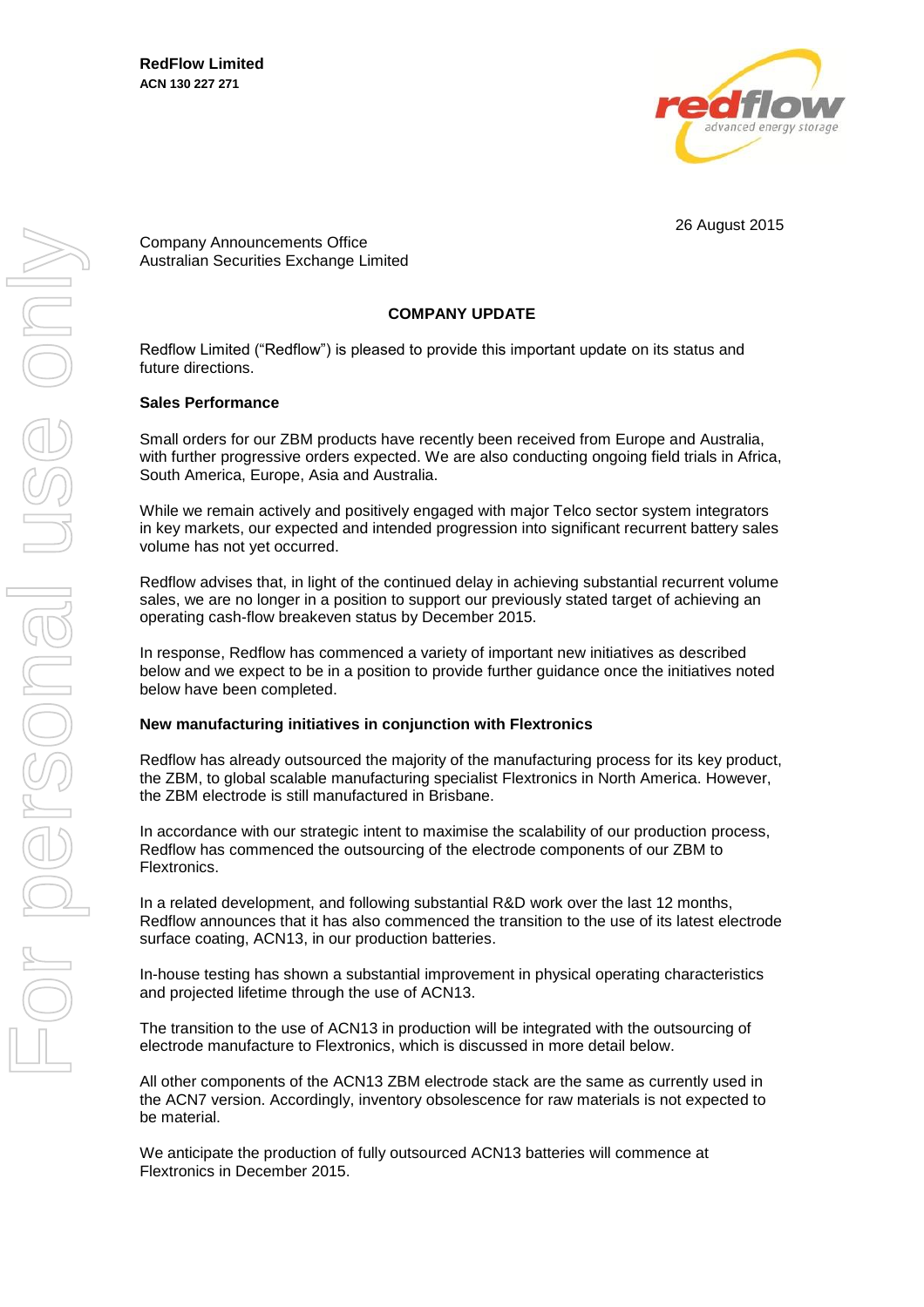**RedFlow Limited**
**ACN 130 227 271**

26 August 2015

Company Announcements Office
Australian Securities Exchange Limited

## COMPANY UPDATE

Redflow Limited ("Redflow") is pleased to provide this important update on its status and future directions.

### Sales Performance

Small orders for our ZBM products have recently been received from Europe and Australia, with further progressive orders expected. We are also conducting ongoing field trials in Africa, South America, Europe, Asia and Australia.

While we remain actively and positively engaged with major Telco sector system integrators in key markets, our expected and intended progression into significant recurrent battery sales volume has not yet occurred.

Redflow advises that, in light of the continued delay in achieving substantial recurrent volume sales, we are no longer in a position to support our previously stated target of achieving an operating cash-flow breakeven status by December 2015.

In response, Redflow has commenced a variety of important new initiatives as described below and we expect to be in a position to provide further guidance once the initiatives noted below have been completed.

### New manufacturing initiatives in conjunction with Flextronics

Redflow has already outsourced the majority of the manufacturing process for its key product, the ZBM, to global scalable manufacturing specialist Flextronics in North America. However, the ZBM electrode is still manufactured in Brisbane.

In accordance with our strategic intent to maximise the scalability of our production process, Redflow has commenced the outsourcing of the electrode components of our ZBM to Flextronics.

In a related development, and following substantial R&D work over the last 12 months, Redflow announces that it has also commenced the transition to the use of its latest electrode surface coating, ACN13, in our production batteries.

In-house testing has shown a substantial improvement in physical operating characteristics and projected lifetime through the use of ACN13.

The transition to the use of ACN13 in production will be integrated with the outsourcing of electrode manufacture to Flextronics, which is discussed in more detail below.

All other components of the ACN13 ZBM electrode stack are the same as currently used in the ACN7 version. Accordingly, inventory obsolescence for raw materials is not expected to be material.

We anticipate the production of fully outsourced ACN13 batteries will commence at Flextronics in December 2015.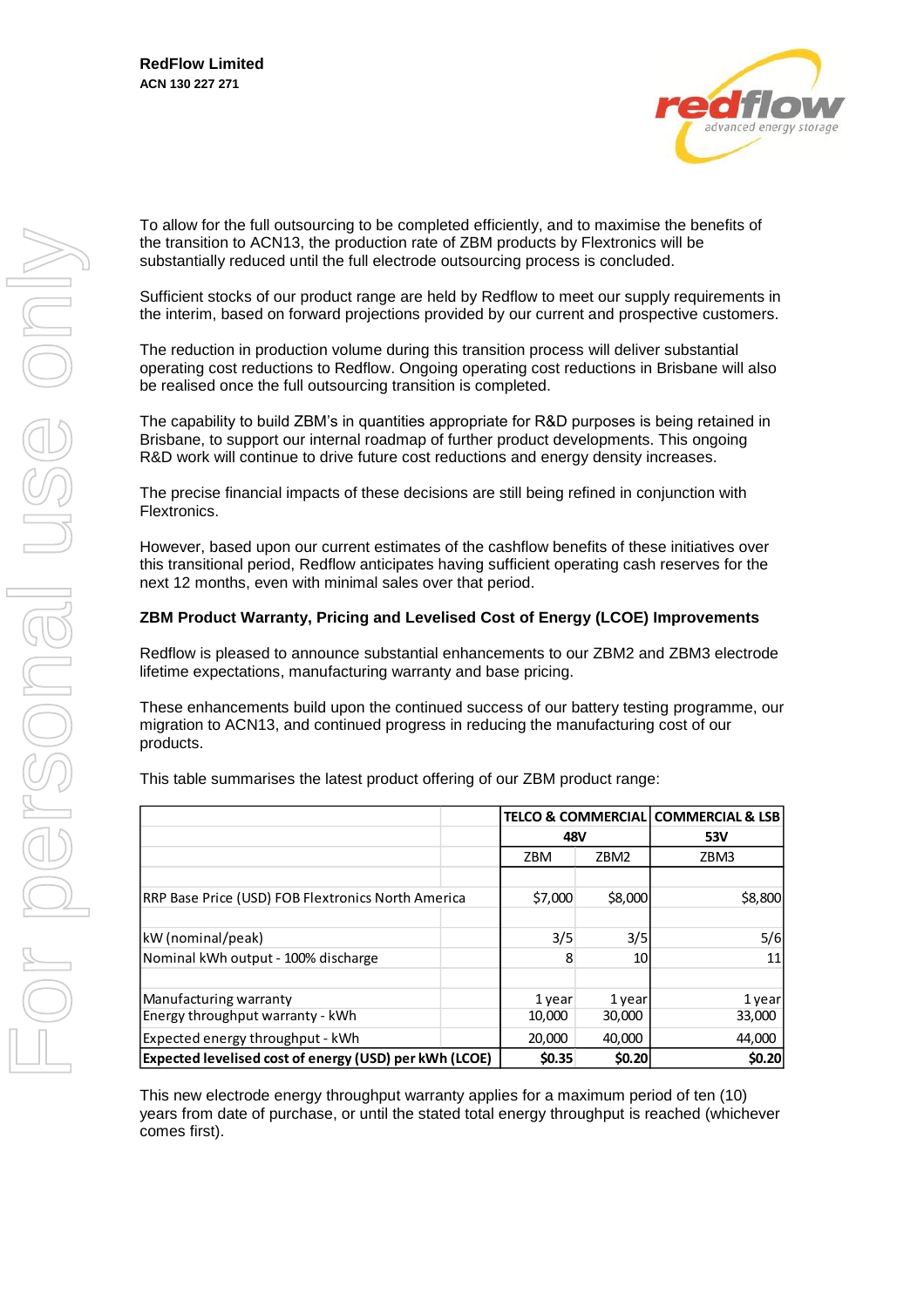To allow for the full outsourcing to be completed efficiently, and to maximise the benefits of the transition to ACN13, the production rate of ZBM products by Flextronics will be substantially reduced until the full electrode outsourcing process is concluded.

Sufficient stocks of our product range are held by Redflow to meet our supply requirements in the interim, based on forward projections provided by our current and prospective customers.

The reduction in production volume during this transition process will deliver substantial operating cost reductions to Redflow. Ongoing operating cost reductions in Brisbane will also be realised once the full outsourcing transition is completed.

The capability to build ZBM's in quantities appropriate for R&D purposes is being retained in Brisbane, to support our internal roadmap of further product developments. This ongoing R&D work will continue to drive future cost reductions and energy density increases.

The precise financial impacts of these decisions are still being refined in conjunction with Flextronics.

However, based upon our current estimates of the cashflow benefits of these initiatives over this transitional period, Redflow anticipates having sufficient operating cash reserves for the next 12 months, even with minimal sales over that period.

**ZBM Product Warranty, Pricing and Levelised Cost of Energy (LCOE) Improvements**

Redflow is pleased to announce substantial enhancements to our ZBM2 and ZBM3 electrode lifetime expectations, manufacturing warranty and base pricing.

These enhancements build upon the continued success of our battery testing programme, our migration to ACN13, and continued progress in reducing the manufacturing cost of our products.

This table summarises the latest product offering of our ZBM product range:

| | TELCO & COMMERCIAL | | COMMERCIAL & LSB |
|---|---|---|---|
| | 48V | | 53V |
| | ZBM | ZBM2 | ZBM3 |
| RRP Base Price (USD) FOB Flextronics North America | $7,000 | $8,000 | $8,800 |
| kW (nominal/peak) | 3/5 | 3/5 | 5/6 |
| Nominal kWh output - 100% discharge | 8 | 10 | 11 |
| Manufacturing warranty | 1 year | 1 year | 1 year |
| Energy throughput warranty - kWh | 10,000 | 30,000 | 33,000 |
| Expected energy throughput - kWh | 20,000 | 40,000 | 44,000 |
| **Expected levelised cost of energy (USD) per kWh (LCOE)** | **$0.35** | **$0.20** | **$0.20** |

This new electrode energy throughput warranty applies for a maximum period of ten (10) years from date of purchase, or until the stated total energy throughput is reached (whichever comes first).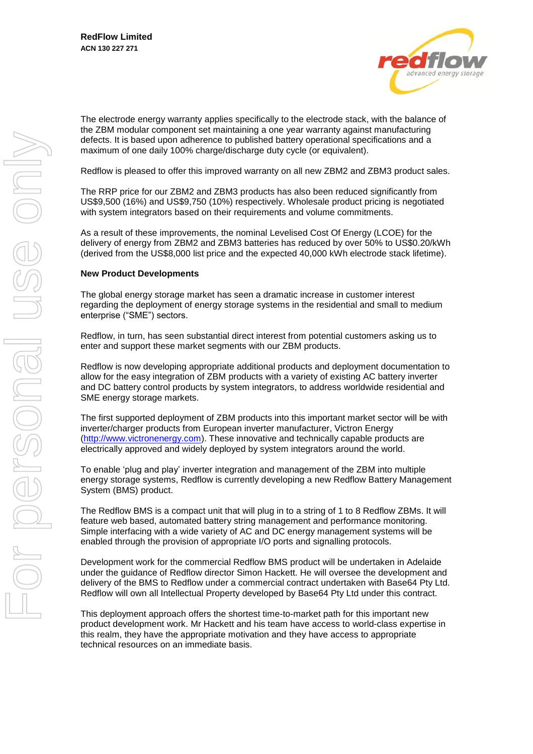The electrode energy warranty applies specifically to the electrode stack, with the balance of the ZBM modular component set maintaining a one year warranty against manufacturing defects. It is based upon adherence to published battery operational specifications and a maximum of one daily 100% charge/discharge duty cycle (or equivalent).

Redflow is pleased to offer this improved warranty on all new ZBM2 and ZBM3 product sales.

The RRP price for our ZBM2 and ZBM3 products has also been reduced significantly from US$9,500 (16%) and US$9,750 (10%) respectively. Wholesale product pricing is negotiated with system integrators based on their requirements and volume commitments.

As a result of these improvements, the nominal Levelised Cost Of Energy (LCOE) for the delivery of energy from ZBM2 and ZBM3 batteries has reduced by over 50% to US$0.20/kWh (derived from the US$8,000 list price and the expected 40,000 kWh electrode stack lifetime).

**New Product Developments**

The global energy storage market has seen a dramatic increase in customer interest regarding the deployment of energy storage systems in the residential and small to medium enterprise ("SME") sectors.

Redflow, in turn, has seen substantial direct interest from potential customers asking us to enter and support these market segments with our ZBM products.

Redflow is now developing appropriate additional products and deployment documentation to allow for the easy integration of ZBM products with a variety of existing AC battery inverter and DC battery control products by system integrators, to address worldwide residential and SME energy storage markets.

The first supported deployment of ZBM products into this important market sector will be with inverter/charger products from European inverter manufacturer, Victron Energy (http://www.victronenergy.com). These innovative and technically capable products are electrically approved and widely deployed by system integrators around the world.

To enable 'plug and play' inverter integration and management of the ZBM into multiple energy storage systems, Redflow is currently developing a new Redflow Battery Management System (BMS) product.

The Redflow BMS is a compact unit that will plug in to a string of 1 to 8 Redflow ZBMs. It will feature web based, automated battery string management and performance monitoring. Simple interfacing with a wide variety of AC and DC energy management systems will be enabled through the provision of appropriate I/O ports and signalling protocols.

Development work for the commercial Redflow BMS product will be undertaken in Adelaide under the guidance of Redflow director Simon Hackett. He will oversee the development and delivery of the BMS to Redflow under a commercial contract undertaken with Base64 Pty Ltd. Redflow will own all Intellectual Property developed by Base64 Pty Ltd under this contract.

This deployment approach offers the shortest time-to-market path for this important new product development work. Mr Hackett and his team have access to world-class expertise in this realm, they have the appropriate motivation and they have access to appropriate technical resources on an immediate basis.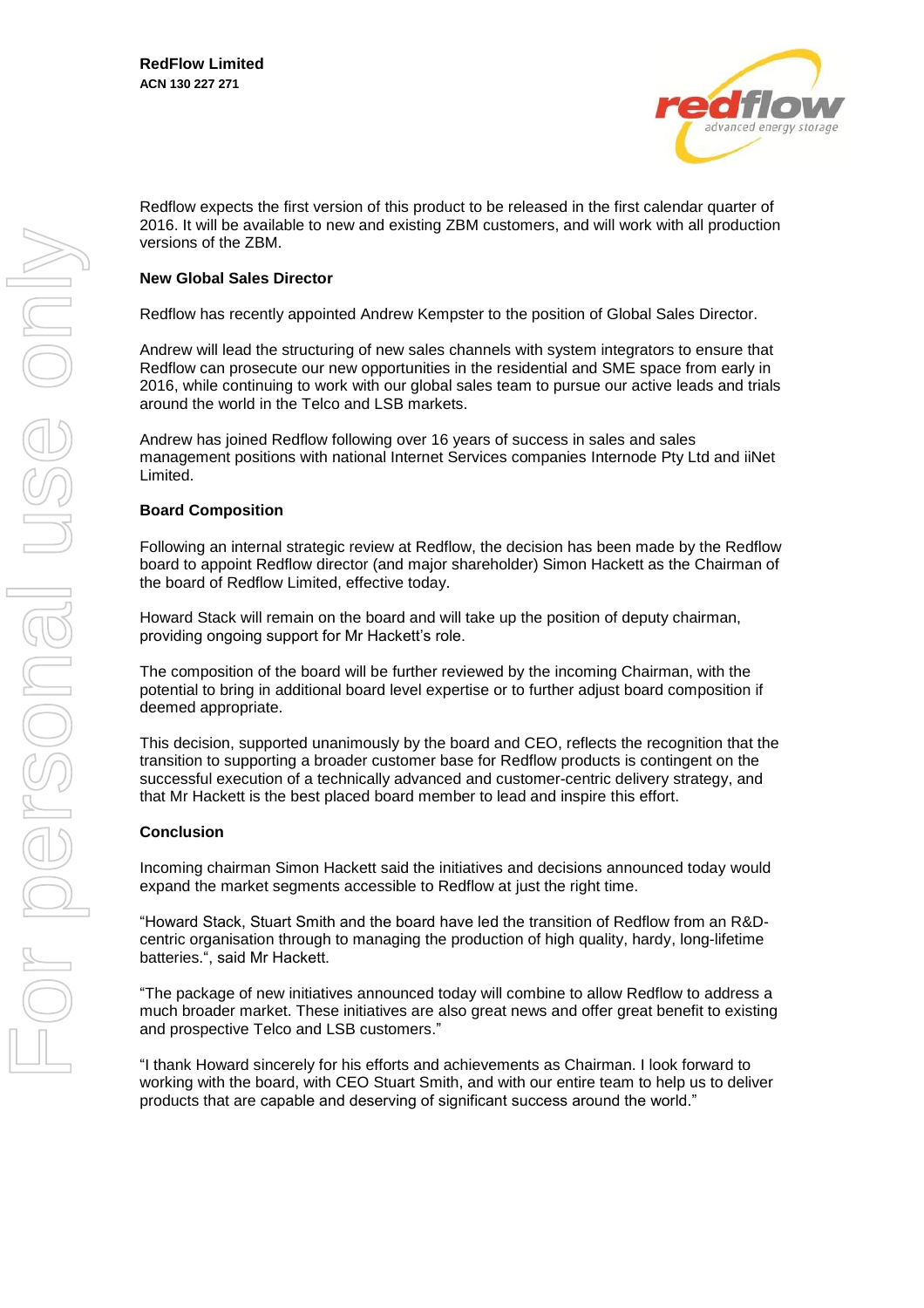Redflow expects the first version of this product to be released in the first calendar quarter of 2016. It will be available to new and existing ZBM customers, and will work with all production versions of the ZBM.

**New Global Sales Director**

Redflow has recently appointed Andrew Kempster to the position of Global Sales Director.

Andrew will lead the structuring of new sales channels with system integrators to ensure that Redflow can prosecute our new opportunities in the residential and SME space from early in 2016, while continuing to work with our global sales team to pursue our active leads and trials around the world in the Telco and LSB markets.

Andrew has joined Redflow following over 16 years of success in sales and sales management positions with national Internet Services companies Internode Pty Ltd and iiNet Limited.

**Board Composition**

Following an internal strategic review at Redflow, the decision has been made by the Redflow board to appoint Redflow director (and major shareholder) Simon Hackett as the Chairman of the board of Redflow Limited, effective today.

Howard Stack will remain on the board and will take up the position of deputy chairman, providing ongoing support for Mr Hackett's role.

The composition of the board will be further reviewed by the incoming Chairman, with the potential to bring in additional board level expertise or to further adjust board composition if deemed appropriate.

This decision, supported unanimously by the board and CEO, reflects the recognition that the transition to supporting a broader customer base for Redflow products is contingent on the successful execution of a technically advanced and customer-centric delivery strategy, and that Mr Hackett is the best placed board member to lead and inspire this effort.

**Conclusion**

Incoming chairman Simon Hackett said the initiatives and decisions announced today would expand the market segments accessible to Redflow at just the right time.

"Howard Stack, Stuart Smith and the board have led the transition of Redflow from an R&D-centric organisation through to managing the production of high quality, hardy, long-lifetime batteries.", said Mr Hackett.

"The package of new initiatives announced today will combine to allow Redflow to address a much broader market. These initiatives are also great news and offer great benefit to existing and prospective Telco and LSB customers."

"I thank Howard sincerely for his efforts and achievements as Chairman. I look forward to working with the board, with CEO Stuart Smith, and with our entire team to help us to deliver products that are capable and deserving of significant success around the world."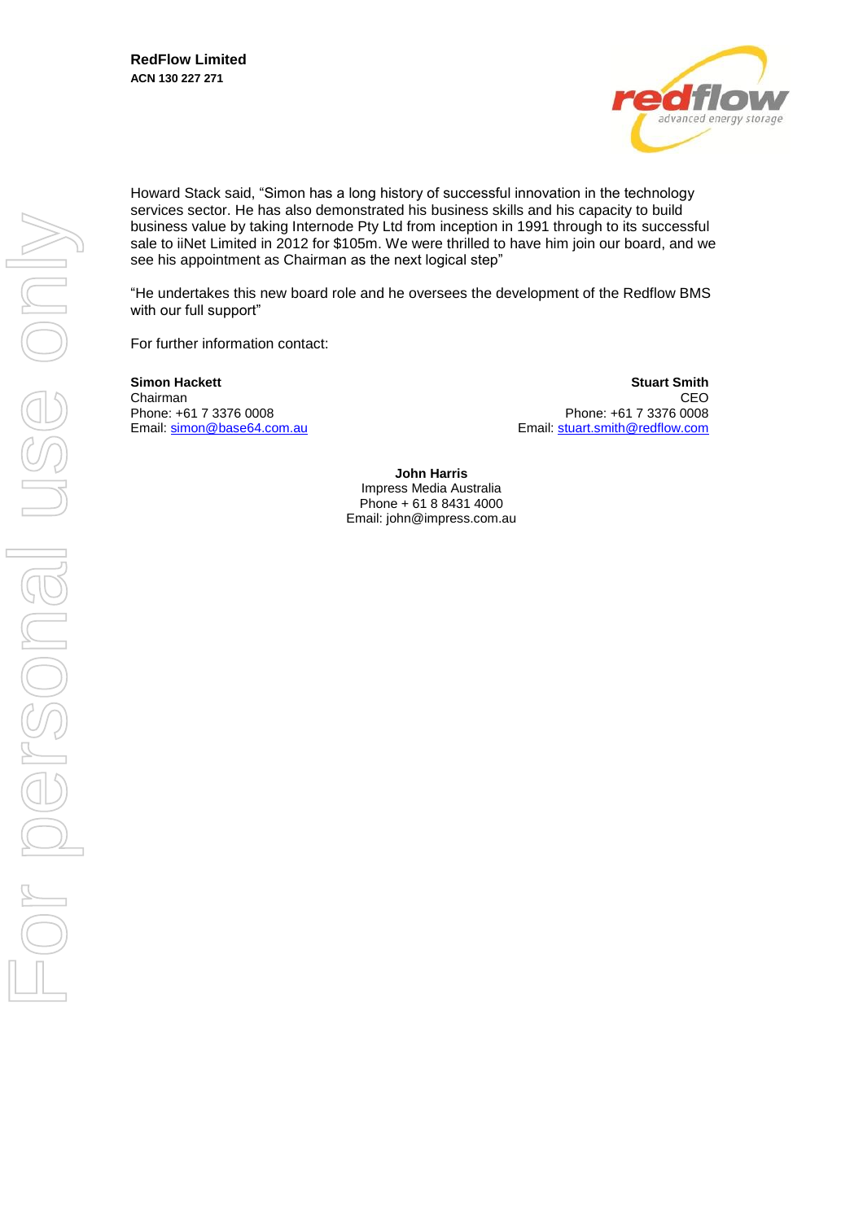**RedFlow Limited**
**ACN 130 227 271**

Howard Stack said, "Simon has a long history of successful innovation in the technology services sector. He has also demonstrated his business skills and his capacity to build business value by taking Internode Pty Ltd from inception in 1991 through to its successful sale to iiNet Limited in 2012 for $105m. We were thrilled to have him join our board, and we see his appointment as Chairman as the next logical step"

"He undertakes this new board role and he oversees the development of the Redflow BMS with our full support"

For further information contact:

**Simon Hackett**
Chairman
Phone: +61 7 3376 0008
Email: simon@base64.com.au

**Stuart Smith**
CEO
Phone: +61 7 3376 0008
Email: stuart.smith@redflow.com

**John Harris**
Impress Media Australia
Phone + 61 8 8431 4000
Email: john@impress.com.au